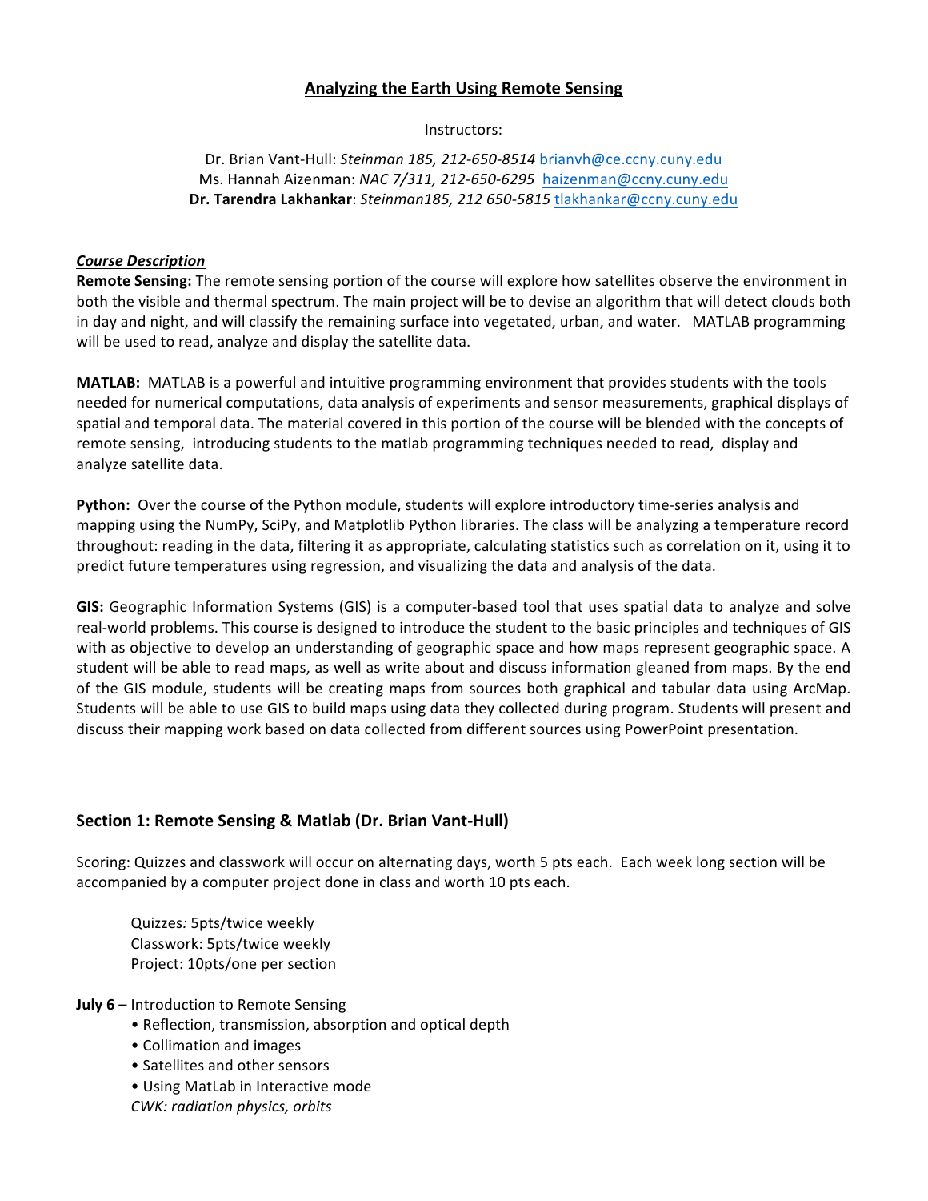# Analyzing the Earth Using Remote Sensing

Instructors:

Dr. Brian Vant-Hull: *Steinman 185, 212-650-8514* brianvh@ce.ccny.cuny.edu
Ms. Hannah Aizenman: *NAC 7/311, 212-650-6295* haizenman@ccny.cuny.edu
**Dr. Tarendra Lakhankar**: *Steinman185, 212 650-5815* tlakhankar@ccny.cuny.edu

***Course Description***

**Remote Sensing:** The remote sensing portion of the course will explore how satellites observe the environment in both the visible and thermal spectrum. The main project will be to devise an algorithm that will detect clouds both in day and night, and will classify the remaining surface into vegetated, urban, and water. MATLAB programming will be used to read, analyze and display the satellite data.

**MATLAB:** MATLAB is a powerful and intuitive programming environment that provides students with the tools needed for numerical computations, data analysis of experiments and sensor measurements, graphical displays of spatial and temporal data. The material covered in this portion of the course will be blended with the concepts of remote sensing, introducing students to the matlab programming techniques needed to read, display and analyze satellite data.

**Python:** Over the course of the Python module, students will explore introductory time-series analysis and mapping using the NumPy, SciPy, and Matplotlib Python libraries. The class will be analyzing a temperature record throughout: reading in the data, filtering it as appropriate, calculating statistics such as correlation on it, using it to predict future temperatures using regression, and visualizing the data and analysis of the data.

**GIS:** Geographic Information Systems (GIS) is a computer-based tool that uses spatial data to analyze and solve real-world problems. This course is designed to introduce the student to the basic principles and techniques of GIS with as objective to develop an understanding of geographic space and how maps represent geographic space. A student will be able to read maps, as well as write about and discuss information gleaned from maps. By the end of the GIS module, students will be creating maps from sources both graphical and tabular data using ArcMap. Students will be able to use GIS to build maps using data they collected during program. Students will present and discuss their mapping work based on data collected from different sources using PowerPoint presentation.

## Section 1: Remote Sensing & Matlab (Dr. Brian Vant-Hull)

Scoring: Quizzes and classwork will occur on alternating days, worth 5 pts each. Each week long section will be accompanied by a computer project done in class and worth 10 pts each.

Quizzes*:* 5pts/twice weekly
Classwork: 5pts/twice weekly
Project: 10pts/one per section

**July 6** – Introduction to Remote Sensing

- Reflection, transmission, absorption and optical depth
- Collimation and images
- Satellites and other sensors
- Using MatLab in Interactive mode

*CWK: radiation physics, orbits*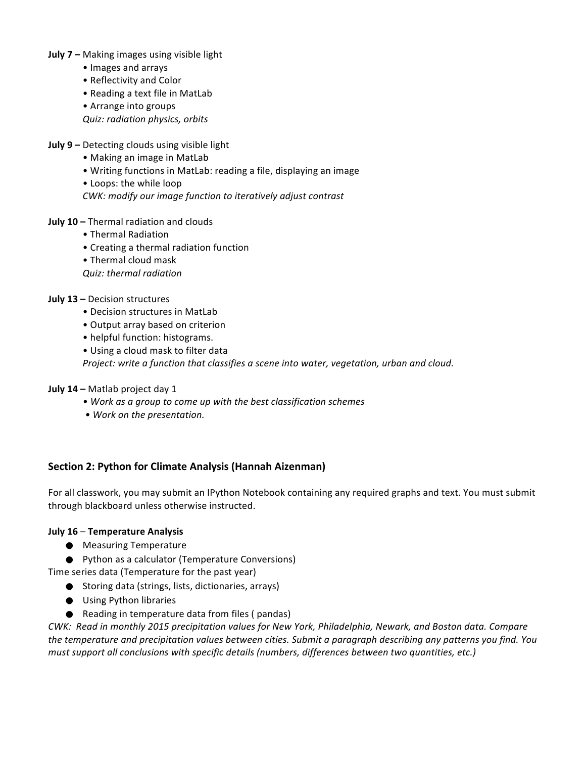**July 7 –** Making images using visible light

- Images and arrays
- Reflectivity and Color
- Reading a text file in MatLab
- Arrange into groups

*Quiz: radiation physics, orbits*

**July 9 –** Detecting clouds using visible light

- Making an image in MatLab
- Writing functions in MatLab: reading a file, displaying an image
- Loops: the while loop

*CWK: modify our image function to iteratively adjust contrast*

**July 10 –** Thermal radiation and clouds

- Thermal Radiation
- Creating a thermal radiation function
- Thermal cloud mask

*Quiz: thermal radiation*

**July 13 –** Decision structures

- Decision structures in MatLab
- Output array based on criterion
- helpful function: histograms.
- Using a cloud mask to filter data

*Project: write a function that classifies a scene into water, vegetation, urban and cloud.*

**July 14 –** Matlab project day 1

- *Work as a group to come up with the best classification schemes*
- *Work on the presentation.*

## Section 2: Python for Climate Analysis (Hannah Aizenman)

For all classwork, you may submit an IPython Notebook containing any required graphs and text. You must submit through blackboard unless otherwise instructed.

**July 16** – **Temperature Analysis**

- Measuring Temperature
- Python as a calculator (Temperature Conversions)

Time series data (Temperature for the past year)

- Storing data (strings, lists, dictionaries, arrays)
- Using Python libraries
- Reading in temperature data from files ( pandas)

*CWK: Read in monthly 2015 precipitation values for New York, Philadelphia, Newark, and Boston data. Compare the temperature and precipitation values between cities. Submit a paragraph describing any patterns you find. You must support all conclusions with specific details (numbers, differences between two quantities, etc.)*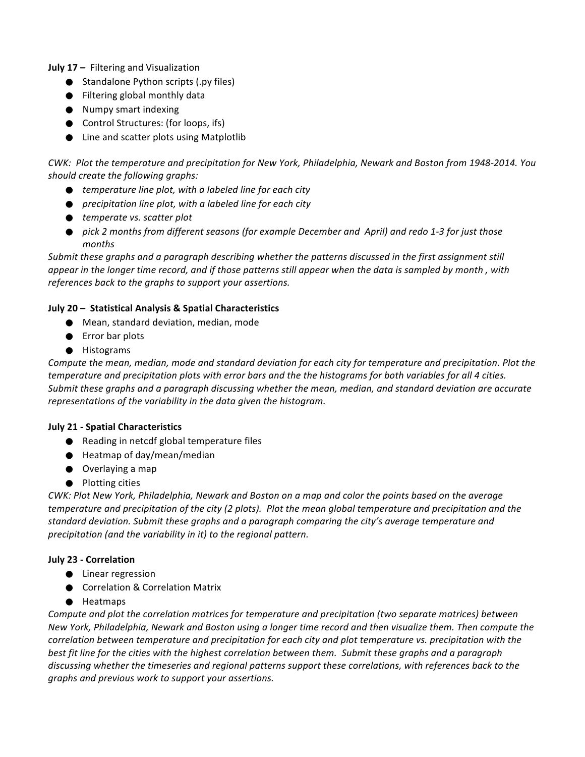**July 17 –** Filtering and Visualization

- Standalone Python scripts (.py files)
- Filtering global monthly data
- Numpy smart indexing
- Control Structures: (for loops, ifs)
- Line and scatter plots using Matplotlib

*CWK: Plot the temperature and precipitation for New York, Philadelphia, Newark and Boston from 1948-2014. You should create the following graphs:*

- *temperature line plot, with a labeled line for each city*
- *precipitation line plot, with a labeled line for each city*
- *temperate vs. scatter plot*
- *pick 2 months from different seasons (for example December and April) and redo 1-3 for just those months*

*Submit these graphs and a paragraph describing whether the patterns discussed in the first assignment still appear in the longer time record, and if those patterns still appear when the data is sampled by month , with references back to the graphs to support your assertions.*

**July 20 – Statistical Analysis & Spatial Characteristics**

- Mean, standard deviation, median, mode
- Error bar plots
- Histograms

*Compute the mean, median, mode and standard deviation for each city for temperature and precipitation. Plot the temperature and precipitation plots with error bars and the the histograms for both variables for all 4 cities. Submit these graphs and a paragraph discussing whether the mean, median, and standard deviation are accurate representations of the variability in the data given the histogram.*

**July 21 - Spatial Characteristics**

- Reading in netcdf global temperature files
- Heatmap of day/mean/median
- Overlaying a map
- Plotting cities

*CWK: Plot New York, Philadelphia, Newark and Boston on a map and color the points based on the average temperature and precipitation of the city (2 plots). Plot the mean global temperature and precipitation and the standard deviation. Submit these graphs and a paragraph comparing the city's average temperature and precipitation (and the variability in it) to the regional pattern.*

**July 23 - Correlation**

- Linear regression
- Correlation & Correlation Matrix
- Heatmaps

*Compute and plot the correlation matrices for temperature and precipitation (two separate matrices) between New York, Philadelphia, Newark and Boston using a longer time record and then visualize them. Then compute the correlation between temperature and precipitation for each city and plot temperature vs. precipitation with the best fit line for the cities with the highest correlation between them. Submit these graphs and a paragraph discussing whether the timeseries and regional patterns support these correlations, with references back to the graphs and previous work to support your assertions.*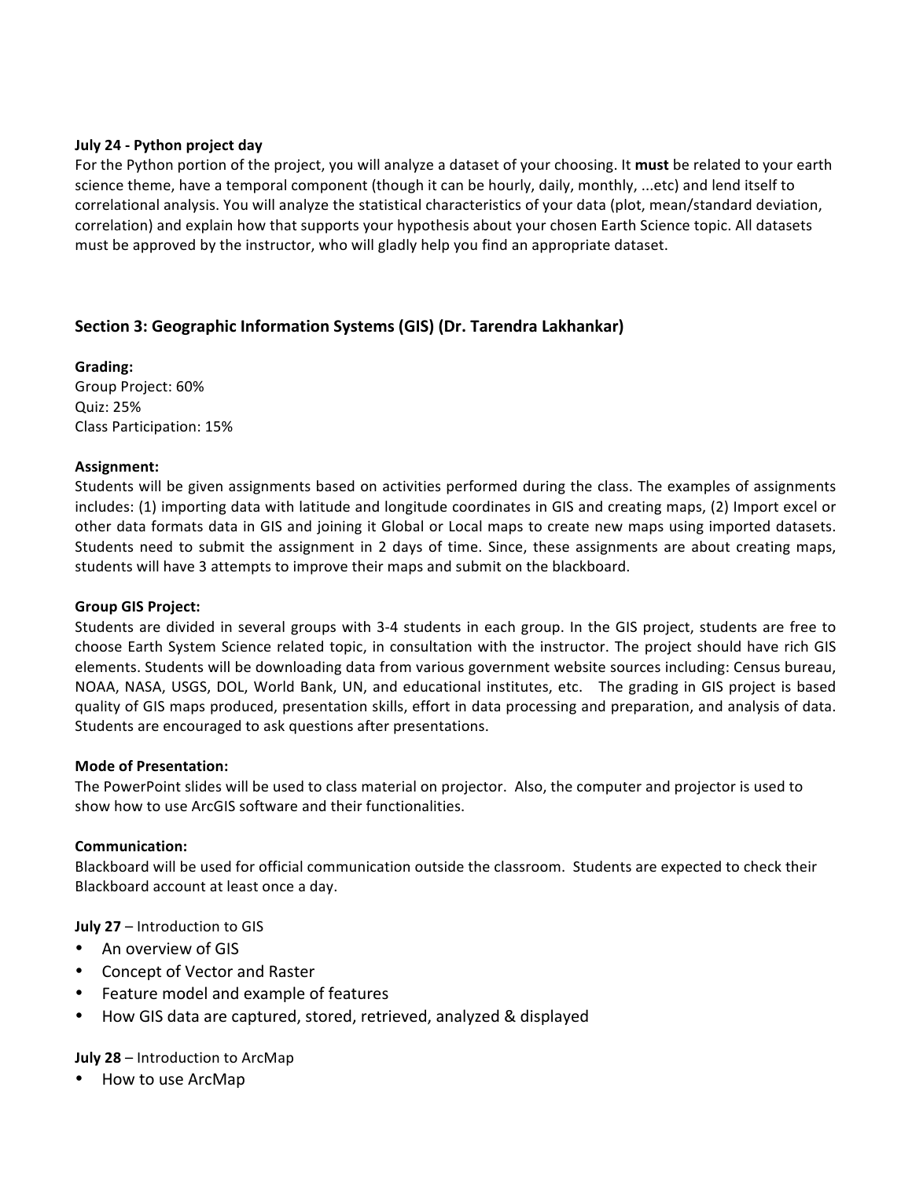**July 24 - Python project day**

For the Python portion of the project, you will analyze a dataset of your choosing. It **must** be related to your earth science theme, have a temporal component (though it can be hourly, daily, monthly, ...etc) and lend itself to correlational analysis. You will analyze the statistical characteristics of your data (plot, mean/standard deviation, correlation) and explain how that supports your hypothesis about your chosen Earth Science topic. All datasets must be approved by the instructor, who will gladly help you find an appropriate dataset.

## Section 3: Geographic Information Systems (GIS) (Dr. Tarendra Lakhankar)

**Grading:**

Group Project: 60%
Quiz: 25%
Class Participation: 15%

**Assignment:**

Students will be given assignments based on activities performed during the class. The examples of assignments includes: (1) importing data with latitude and longitude coordinates in GIS and creating maps, (2) Import excel or other data formats data in GIS and joining it Global or Local maps to create new maps using imported datasets. Students need to submit the assignment in 2 days of time. Since, these assignments are about creating maps, students will have 3 attempts to improve their maps and submit on the blackboard.

**Group GIS Project:**

Students are divided in several groups with 3-4 students in each group. In the GIS project, students are free to choose Earth System Science related topic, in consultation with the instructor. The project should have rich GIS elements. Students will be downloading data from various government website sources including: Census bureau, NOAA, NASA, USGS, DOL, World Bank, UN, and educational institutes, etc. The grading in GIS project is based quality of GIS maps produced, presentation skills, effort in data processing and preparation, and analysis of data. Students are encouraged to ask questions after presentations.

**Mode of Presentation:**

The PowerPoint slides will be used to class material on projector. Also, the computer and projector is used to show how to use ArcGIS software and their functionalities.

**Communication:**

Blackboard will be used for official communication outside the classroom. Students are expected to check their Blackboard account at least once a day.

**July 27** – Introduction to GIS

- An overview of GIS
- Concept of Vector and Raster
- Feature model and example of features
- How GIS data are captured, stored, retrieved, analyzed & displayed

**July 28** – Introduction to ArcMap

- How to use ArcMap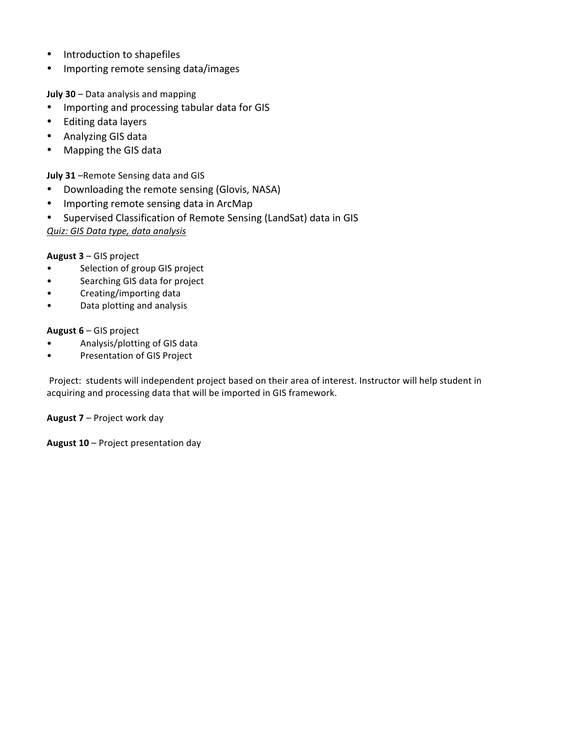- Introduction to shapefiles
- Importing remote sensing data/images

**July 30** – Data analysis and mapping

- Importing and processing tabular data for GIS
- Editing data layers
- Analyzing GIS data
- Mapping the GIS data

**July 31** –Remote Sensing data and GIS

- Downloading the remote sensing (Glovis, NASA)
- Importing remote sensing data in ArcMap
- Supervised Classification of Remote Sensing (LandSat) data in GIS

*Quiz: GIS Data type, data analysis*

**August 3** – GIS project

- Selection of group GIS project
- Searching GIS data for project
- Creating/importing data
- Data plotting and analysis

**August 6** – GIS project

- Analysis/plotting of GIS data
- Presentation of GIS Project

Project: students will independent project based on their area of interest. Instructor will help student in acquiring and processing data that will be imported in GIS framework.

**August 7** – Project work day

**August 10** – Project presentation day